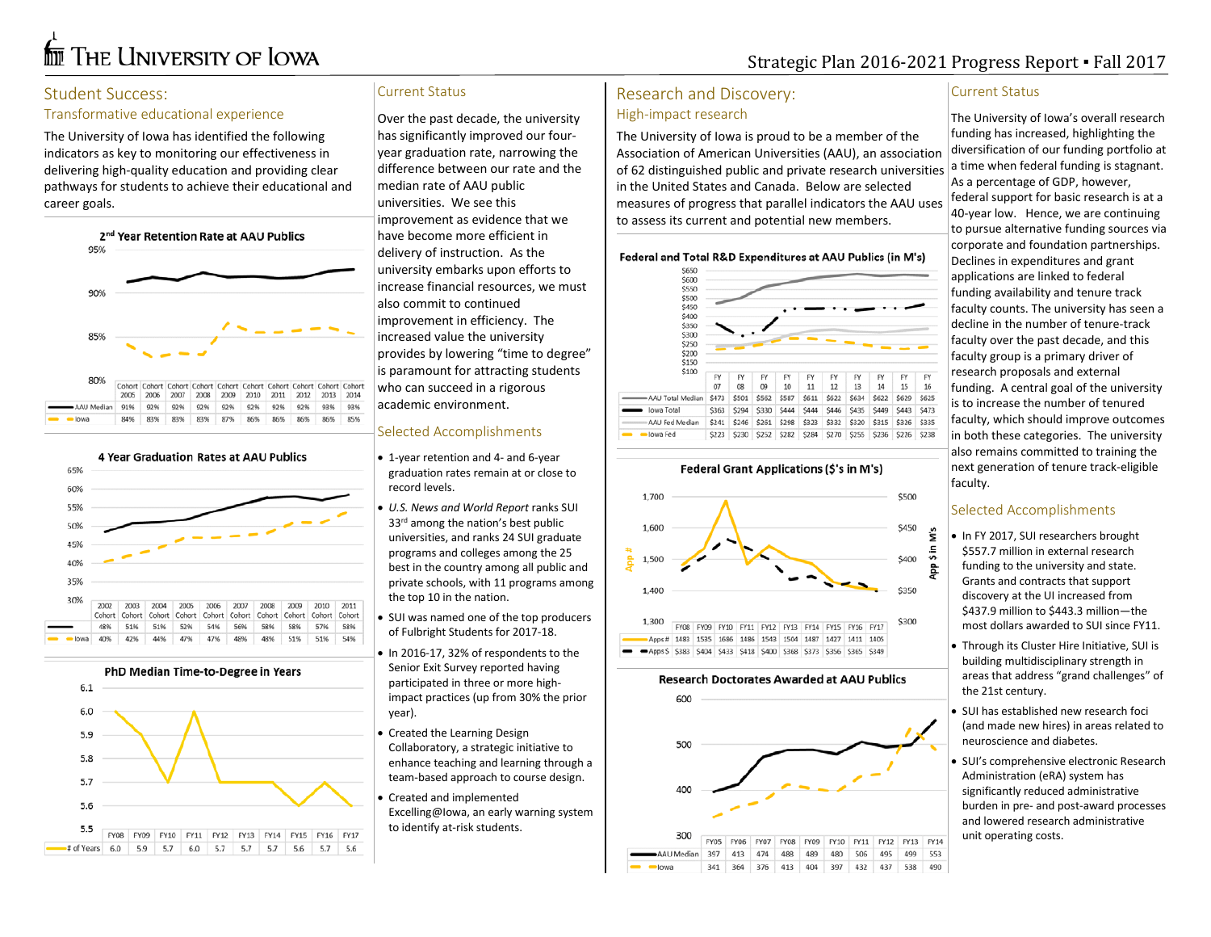# The University of Iowa

Strategic Plan 2016-2021 Progress Report ▪ Fall 2017

## Student Success:

### Transformative educational experience

The University of Iowa has identified the following indicators as key to monitoring our effectiveness in delivering high-quality education and providing clear pathways for students to achieve their educational and career goals.

**2nd Year Retention Rate at AAU Publics**

| | Cohort 2005 | Cohort 2006 | Cohort 2007 | Cohort 2008 | Cohort 2009 | Cohort 2010 | Cohort 2011 | Cohort 2012 | Cohort 2013 | Cohort 2014 |
|---|---|---|---|---|---|---|---|---|---|---|
| AAU Median | 91% | 92% | 92% | 92% | 92% | 92% | 92% | 92% | 93% | 93% |
| Iowa | 84% | 83% | 83% | 83% | 87% | 86% | 86% | 86% | 86% | 85% |

**4 Year Graduation Rates at AAU Publics**

| | 2002 Cohort | 2003 Cohort | 2004 Cohort | 2005 Cohort | 2006 Cohort | 2007 Cohort | 2008 Cohort | 2009 Cohort | 2010 Cohort | 2011 Cohort |
|---|---|---|---|---|---|---|---|---|---|---|
| | 48% | 51% | 51% | 52% | 54% | 56% | 58% | 58% | 57% | 58% |
| Iowa | 40% | 42% | 44% | 47% | 47% | 48% | 48% | 51% | 51% | 54% |

**PhD Median Time-to-Degree in Years**

| | FY08 | FY09 | FY10 | FY11 | FY12 | FY13 | FY14 | FY15 | FY16 | FY17 |
|---|---|---|---|---|---|---|---|---|---|---|
| # of Years | 6.0 | 5.9 | 5.7 | 6.0 | 5.7 | 5.7 | 5.7 | 5.6 | 5.7 | 5.6 |

### Current Status

Over the past decade, the university has significantly improved our four-year graduation rate, narrowing the difference between our rate and the median rate of AAU public universities. We see this improvement as evidence that we have become more efficient in delivery of instruction. As the university embarks upon efforts to increase financial resources, we must also commit to continued improvement in efficiency. The increased value the university provides by lowering "time to degree" is paramount for attracting students who can succeed in a rigorous academic environment.

### Selected Accomplishments

- 1-year retention and 4- and 6-year graduation rates remain at or close to record levels.
- *U.S. News and World Report* ranks SUI 33rd among the nation's best public universities, and ranks 24 SUI graduate programs and colleges among the 25 best in the country among all public and private schools, with 11 programs among the top 10 in the nation.
- SUI was named one of the top producers of Fulbright Students for 2017-18.
- In 2016-17, 32% of respondents to the Senior Exit Survey reported having participated in three or more high-impact practices (up from 30% the prior year).
- Created the Learning Design Collaboratory, a strategic initiative to enhance teaching and learning through a team-based approach to course design.
- Created and implemented Excelling@Iowa, an early warning system to identify at-risk students.

## Research and Discovery:

### High-impact research

The University of Iowa is proud to be a member of the Association of American Universities (AAU), an association of 62 distinguished public and private research universities in the United States and Canada. Below are selected measures of progress that parallel indicators the AAU uses to assess its current and potential new members.

**Federal and Total R&D Expenditures at AAU Publics (in M's)**

| | FY 07 | FY 08 | FY 09 | FY 10 | FY 11 | FY 12 | FY 13 | FY 14 | FY 15 | FY 16 |
|---|---|---|---|---|---|---|---|---|---|---|
| AAU Total Median | $473 | $501 | $562 | $587 | $611 | $622 | $634 | $622 | $629 | $625 |
| Iowa Total | $363 | $294 | $330 | $444 | $444 | $446 | $435 | $449 | $443 | $473 |
| AAU Fed Median | $241 | $246 | $261 | $298 | $323 | $332 | $320 | $315 | $326 | $335 |
| Iowa Fed | $223 | $230 | $252 | $282 | $284 | $270 | $255 | $236 | $226 | $238 |

**Federal Grant Applications ($'s in M's)**

| | FY08 | FY09 | FY10 | FY11 | FY12 | FY13 | FY14 | FY15 | FY16 | FY17 |
|---|---|---|---|---|---|---|---|---|---|---|
| Apps # | 1483 | 1535 | 1686 | 1486 | 1543 | 1504 | 1487 | 1427 | 1411 | 1405 |
| Apps $ | $383 | $404 | $433 | $418 | $400 | $368 | $373 | $356 | $365 | $349 |

**Research Doctorates Awarded at AAU Publics**

| | FY05 | FY06 | FY07 | FY08 | FY09 | FY10 | FY11 | FY12 | FY13 | FY14 |
|---|---|---|---|---|---|---|---|---|---|---|
| AAU Median | 397 | 413 | 474 | 488 | 489 | 480 | 506 | 495 | 499 | 553 |
| Iowa | 341 | 364 | 376 | 413 | 404 | 397 | 432 | 437 | 538 | 490 |

### Current Status

The University of Iowa's overall research funding has increased, highlighting the diversification of our funding portfolio at a time when federal funding is stagnant. As a percentage of GDP, however, federal support for basic research is at a 40-year low. Hence, we are continuing to pursue alternative funding sources via corporate and foundation partnerships. Declines in expenditures and grant applications are linked to federal funding availability and tenure track faculty counts. The university has seen a decline in the number of tenure-track faculty over the past decade, and this faculty group is a primary driver of research proposals and external funding. A central goal of the university is to increase the number of tenured faculty, which should improve outcomes in both these categories. The university also remains committed to training the next generation of tenure track-eligible faculty.

### Selected Accomplishments

- In FY 2017, SUI researchers brought $557.7 million in external research funding to the university and state. Grants and contracts that support discovery at the UI increased from $437.9 million to $443.3 million—the most dollars awarded to SUI since FY11.
- Through its Cluster Hire Initiative, SUI is building multidisciplinary strength in areas that address "grand challenges" of the 21st century.
- SUI has established new research foci (and made new hires) in areas related to neuroscience and diabetes.
- SUI's comprehensive electronic Research Administration (eRA) system has significantly reduced administrative burden in pre- and post-award processes and lowered research administrative unit operating costs.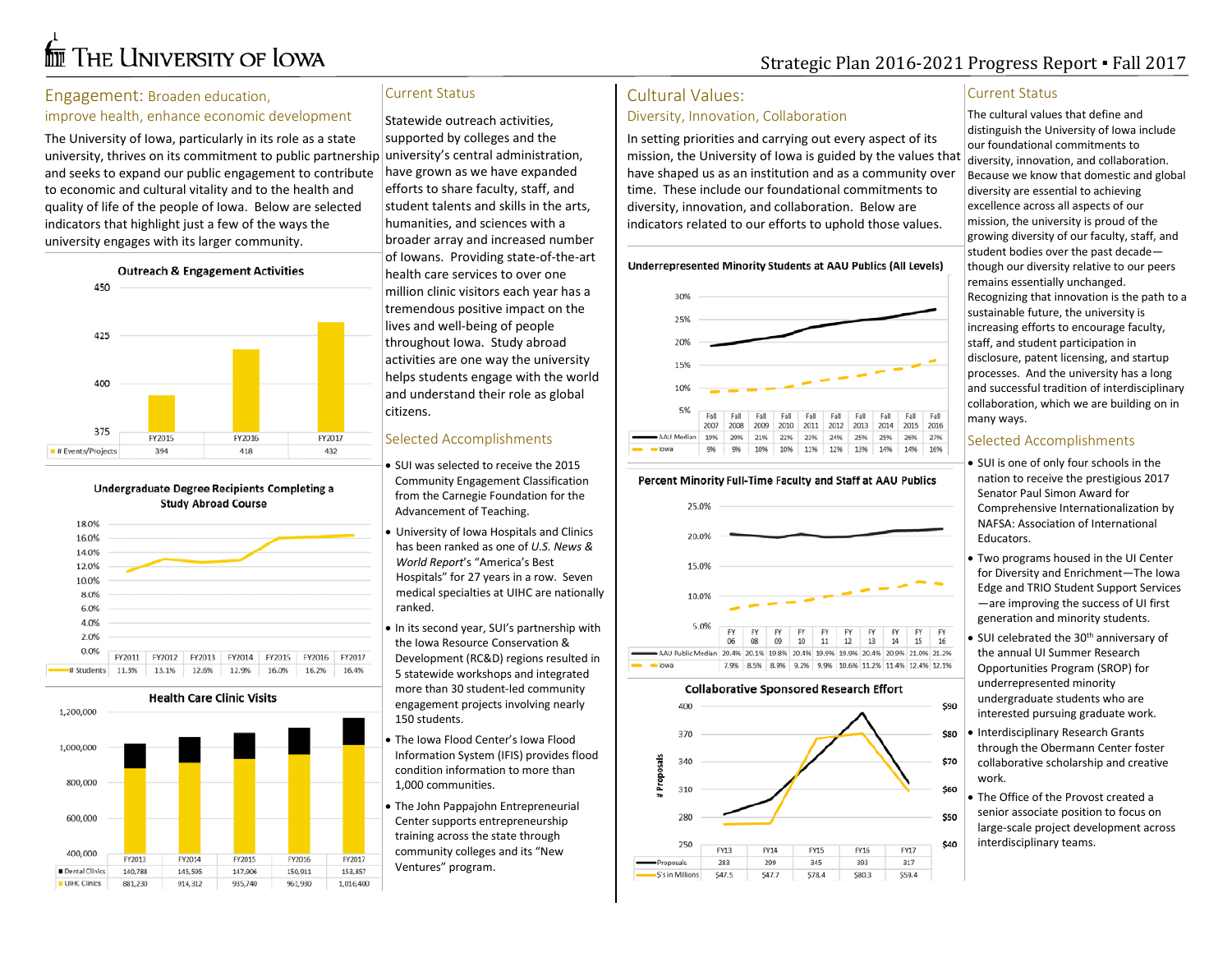# The University of Iowa

Strategic Plan 2016-2021 Progress Report ▪ Fall 2017

## Engagement: Broaden education, improve health, enhance economic development

The University of Iowa, particularly in its role as a state university, thrives on its commitment to public partnership and seeks to expand our public engagement to contribute to economic and cultural vitality and to the health and quality of life of the people of Iowa. Below are selected indicators that highlight just a few of the ways the university engages with its larger community.

**Outreach & Engagement Activities**

| | FY2015 | FY2016 | FY2017 |
|---|---|---|---|
| # Events/Projects | 394 | 418 | 432 |

**Undergraduate Degree Recipients Completing a Study Abroad Course**

| | FY2011 | FY2012 | FY2013 | FY2014 | FY2015 | FY2016 | FY2017 |
|---|---|---|---|---|---|---|---|
| # Students | 11.3% | 13.1% | 12.6% | 12.9% | 16.0% | 16.2% | 16.4% |

**Health Care Clinic Visits**

| | FY2013 | FY2014 | FY2015 | FY2016 | FY2017 |
|---|---|---|---|---|---|
| Dental Clinics | 140,788 | 145,595 | 147,906 | 150,911 | 153,857 |
| UIHC Clinics | 881,230 | 914,312 | 935,740 | 961,930 | 1,016,400 |

### Current Status

Statewide outreach activities, supported by colleges and the university's central administration, have grown as we have expanded efforts to share faculty, staff, and student talents and skills in the arts, humanities, and sciences with a broader array and increased number of Iowans. Providing state-of-the-art health care services to over one million clinic visitors each year has a tremendous positive impact on the lives and well-being of people throughout Iowa. Study abroad activities are one way the university helps students engage with the world and understand their role as global citizens.

### Selected Accomplishments

- SUI was selected to receive the 2015 Community Engagement Classification from the Carnegie Foundation for the Advancement of Teaching.
- University of Iowa Hospitals and Clinics has been ranked as one of *U.S. News & World Report*'s "America's Best Hospitals" for 27 years in a row. Seven medical specialties at UIHC are nationally ranked.
- In its second year, SUI's partnership with the Iowa Resource Conservation & Development (RC&D) regions resulted in 5 statewide workshops and integrated more than 30 student-led community engagement projects involving nearly 150 students.
- The Iowa Flood Center's Iowa Flood Information System (IFIS) provides flood condition information to more than 1,000 communities.
- The John Pappajohn Entrepreneurial Center supports entrepreneurship training across the state through community colleges and its "New Ventures" program.

## Cultural Values: Diversity, Innovation, Collaboration

In setting priorities and carrying out every aspect of its mission, the University of Iowa is guided by the values that have shaped us as an institution and as a community over time. These include our foundational commitments to diversity, innovation, and collaboration. Below are indicators related to our efforts to uphold those values.

**Underrepresented Minority Students at AAU Publics (All Levels)**

| | Fall 2007 | Fall 2008 | Fall 2009 | Fall 2010 | Fall 2011 | Fall 2012 | Fall 2013 | Fall 2014 | Fall 2015 | Fall 2016 |
|---|---|---|---|---|---|---|---|---|---|---|
| AAU Median | 19% | 20% | 21% | 22% | 23% | 24% | 25% | 25% | 26% | 27% |
| Iowa | 9% | 9% | 10% | 10% | 11% | 12% | 13% | 14% | 14% | 16% |

**Percent Minority Full-Time Faculty and Staff at AAU Publics**

| | FY 06 | FY 08 | FY 09 | FY 10 | FY 11 | FY 12 | FY 13 | FY 14 | FY 15 | FY 16 |
|---|---|---|---|---|---|---|---|---|---|---|
| AAU Public Median | 20.4% | 20.1% | 19.8% | 20.4% | 19.9% | 19.9% | 20.4% | 20.9% | 21.0% | 21.2% |
| Iowa | 7.9% | 8.5% | 8.9% | 9.2% | 9.9% | 10.6% | 11.2% | 11.4% | 12.4% | 12.1% |

**Collaborative Sponsored Research Effort**

| | FY13 | FY14 | FY15 | FY16 | FY17 |
|---|---|---|---|---|---|
| Proposals | 283 | 299 | 345 | 393 | 317 |
| $'s in Millions | $47.5 | $47.7 | $78.4 | $80.3 | $59.4 |

### Current Status

The cultural values that define and distinguish the University of Iowa include our foundational commitments to diversity, innovation, and collaboration. Because we know that domestic and global diversity are essential to achieving excellence across all aspects of our mission, the university is proud of the growing diversity of our faculty, staff, and student bodies over the past decade—though our diversity relative to our peers remains essentially unchanged. Recognizing that innovation is the path to a sustainable future, the university is increasing efforts to encourage faculty, staff, and student participation in disclosure, patent licensing, and startup processes. And the university has a long and successful tradition of interdisciplinary collaboration, which we are building on in many ways.

### Selected Accomplishments

- SUI is one of only four schools in the nation to receive the prestigious 2017 Senator Paul Simon Award for Comprehensive Internationalization by NAFSA: Association of International Educators.
- Two programs housed in the UI Center for Diversity and Enrichment—The Iowa Edge and TRIO Student Support Services—are improving the success of UI first generation and minority students.
- SUI celebrated the 30th anniversary of the annual UI Summer Research Opportunities Program (SROP) for underrepresented minority undergraduate students who are interested pursuing graduate work.
- Interdisciplinary Research Grants through the Obermann Center foster collaborative scholarship and creative work.
- The Office of the Provost created a senior associate position to focus on large-scale project development across interdisciplinary teams.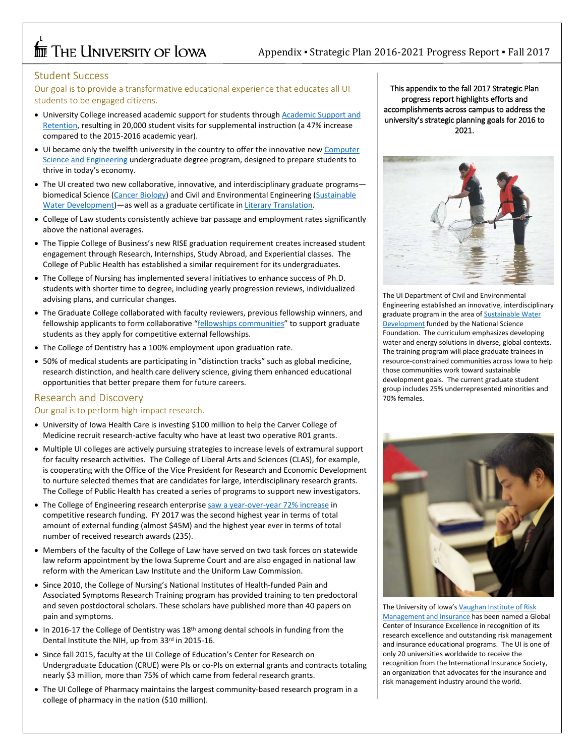# The University of Iowa

Appendix ▪ Strategic Plan 2016-2021 Progress Report ▪ Fall 2017

## Student Success

Our goal is to provide a transformative educational experience that educates all UI students to be engaged citizens.

- University College increased academic support for students through Academic Support and Retention, resulting in 20,000 student visits for supplemental instruction (a 47% increase compared to the 2015-2016 academic year).
- UI became only the twelfth university in the country to offer the innovative new Computer Science and Engineering undergraduate degree program, designed to prepare students to thrive in today's economy.
- The UI created two new collaborative, innovative, and interdisciplinary graduate programs—biomedical Science (Cancer Biology) and Civil and Environmental Engineering (Sustainable Water Development)—as well as a graduate certificate in Literary Translation.
- College of Law students consistently achieve bar passage and employment rates significantly above the national averages.
- The Tippie College of Business's new RISE graduation requirement creates increased student engagement through Research, Internships, Study Abroad, and Experiential classes. The College of Public Health has established a similar requirement for its undergraduates.
- The College of Nursing has implemented several initiatives to enhance success of Ph.D. students with shorter time to degree, including yearly progression reviews, individualized advising plans, and curricular changes.
- The Graduate College collaborated with faculty reviewers, previous fellowship winners, and fellowship applicants to form collaborative "fellowships communities" to support graduate students as they apply for competitive external fellowships.
- The College of Dentistry has a 100% employment upon graduation rate.
- 50% of medical students are participating in "distinction tracks" such as global medicine, research distinction, and health care delivery science, giving them enhanced educational opportunities that better prepare them for future careers.

## Research and Discovery

Our goal is to perform high-impact research.

- University of Iowa Health Care is investing $100 million to help the Carver College of Medicine recruit research-active faculty who have at least two operative R01 grants.
- Multiple UI colleges are actively pursuing strategies to increase levels of extramural support for faculty research activities. The College of Liberal Arts and Sciences (CLAS), for example, is cooperating with the Office of the Vice President for Research and Economic Development to nurture selected themes that are candidates for large, interdisciplinary research grants. The College of Public Health has created a series of programs to support new investigators.
- The College of Engineering research enterprise saw a year-over-year 72% increase in competitive research funding. FY 2017 was the second highest year in terms of total amount of external funding (almost $45M) and the highest year ever in terms of total number of received research awards (235).
- Members of the faculty of the College of Law have served on two task forces on statewide law reform appointment by the Iowa Supreme Court and are also engaged in national law reform with the American Law Institute and the Uniform Law Commission.
- Since 2010, the College of Nursing's National Institutes of Health-funded Pain and Associated Symptoms Research Training program has provided training to ten predoctoral and seven postdoctoral scholars. These scholars have published more than 40 papers on pain and symptoms.
- In 2016-17 the College of Dentistry was 18th among dental schools in funding from the Dental Institute the NIH, up from 33rd in 2015-16.
- Since fall 2015, faculty at the UI College of Education's Center for Research on Undergraduate Education (CRUE) were PIs or co-PIs on external grants and contracts totaling nearly $3 million, more than 75% of which came from federal research grants.
- The UI College of Pharmacy maintains the largest community-based research program in a college of pharmacy in the nation ($10 million).

**This appendix to the fall 2017 Strategic Plan progress report highlights efforts and accomplishments across campus to address the university's strategic planning goals for 2016 to 2021.**

The UI Department of Civil and Environmental Engineering established an innovative, interdisciplinary graduate program in the area of Sustainable Water Development funded by the National Science Foundation. The curriculum emphasizes developing water and energy solutions in diverse, global contexts. The training program will place graduate trainees in resource-constrained communities across Iowa to help those communities work toward sustainable development goals. The current graduate student group includes 25% underrepresented minorities and 70% females.

The University of Iowa's Vaughan Institute of Risk Management and Insurance has been named a Global Center of Insurance Excellence in recognition of its research excellence and outstanding risk management and insurance educational programs. The UI is one of only 20 universities worldwide to receive the recognition from the International Insurance Society, an organization that advocates for the insurance and risk management industry around the world.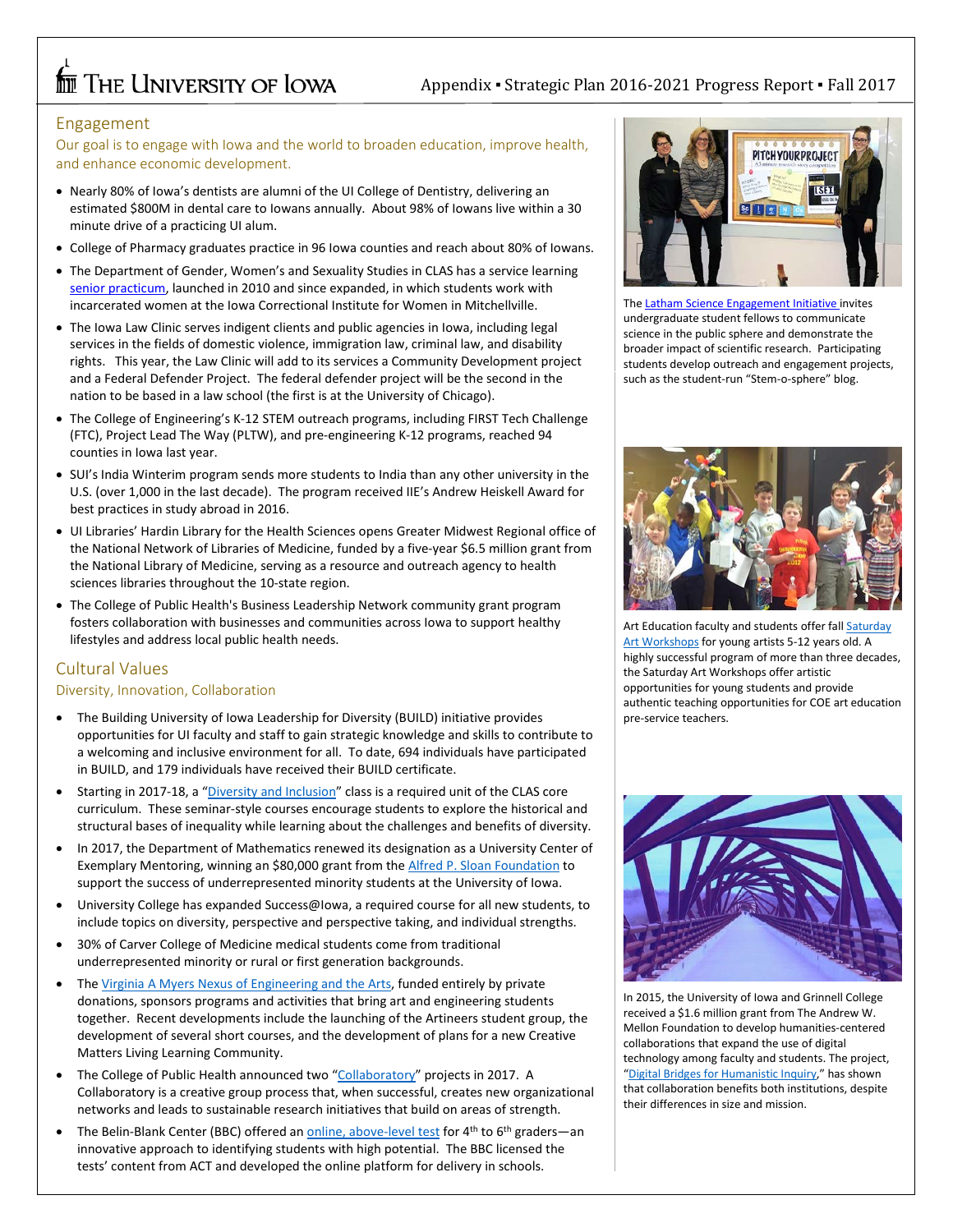## Engagement

Our goal is to engage with Iowa and the world to broaden education, improve health, and enhance economic development.

- Nearly 80% of Iowa's dentists are alumni of the UI College of Dentistry, delivering an estimated $800M in dental care to Iowans annually. About 98% of Iowans live within a 30 minute drive of a practicing UI alum.
- College of Pharmacy graduates practice in 96 Iowa counties and reach about 80% of Iowans.
- The Department of Gender, Women's and Sexuality Studies in CLAS has a service learning senior practicum, launched in 2010 and since expanded, in which students work with incarcerated women at the Iowa Correctional Institute for Women in Mitchellville.
- The Iowa Law Clinic serves indigent clients and public agencies in Iowa, including legal services in the fields of domestic violence, immigration law, criminal law, and disability rights. This year, the Law Clinic will add to its services a Community Development project and a Federal Defender Project. The federal defender project will be the second in the nation to be based in a law school (the first is at the University of Chicago).
- The College of Engineering's K-12 STEM outreach programs, including FIRST Tech Challenge (FTC), Project Lead The Way (PLTW), and pre-engineering K-12 programs, reached 94 counties in Iowa last year.
- SUI's India Winterim program sends more students to India than any other university in the U.S. (over 1,000 in the last decade). The program received IIE's Andrew Heiskell Award for best practices in study abroad in 2016.
- UI Libraries' Hardin Library for the Health Sciences opens Greater Midwest Regional office of the National Network of Libraries of Medicine, funded by a five-year $6.5 million grant from the National Library of Medicine, serving as a resource and outreach agency to health sciences libraries throughout the 10-state region.
- The College of Public Health's Business Leadership Network community grant program fosters collaboration with businesses and communities across Iowa to support healthy lifestyles and address local public health needs.

## Cultural Values

Diversity, Innovation, Collaboration

- The Building University of Iowa Leadership for Diversity (BUILD) initiative provides opportunities for UI faculty and staff to gain strategic knowledge and skills to contribute to a welcoming and inclusive environment for all. To date, 694 individuals have participated in BUILD, and 179 individuals have received their BUILD certificate.
- Starting in 2017-18, a "Diversity and Inclusion" class is a required unit of the CLAS core curriculum. These seminar-style courses encourage students to explore the historical and structural bases of inequality while learning about the challenges and benefits of diversity.
- In 2017, the Department of Mathematics renewed its designation as a University Center of Exemplary Mentoring, winning an $80,000 grant from the Alfred P. Sloan Foundation to support the success of underrepresented minority students at the University of Iowa.
- University College has expanded Success@Iowa, a required course for all new students, to include topics on diversity, perspective and perspective taking, and individual strengths.
- 30% of Carver College of Medicine medical students come from traditional underrepresented minority or rural or first generation backgrounds.
- The Virginia A Myers Nexus of Engineering and the Arts, funded entirely by private donations, sponsors programs and activities that bring art and engineering students together. Recent developments include the launching of the Artineers student group, the development of several short courses, and the development of plans for a new Creative Matters Living Learning Community.
- The College of Public Health announced two "Collaboratory" projects in 2017. A Collaboratory is a creative group process that, when successful, creates new organizational networks and leads to sustainable research initiatives that build on areas of strength.
- The Belin-Blank Center (BBC) offered an online, above-level test for 4th to 6th graders—an innovative approach to identifying students with high potential. The BBC licensed the tests' content from ACT and developed the online platform for delivery in schools.

The Latham Science Engagement Initiative invites undergraduate student fellows to communicate science in the public sphere and demonstrate the broader impact of scientific research. Participating students develop outreach and engagement projects, such as the student-run "Stem-o-sphere" blog.

Art Education faculty and students offer fall Saturday Art Workshops for young artists 5-12 years old. A highly successful program of more than three decades, the Saturday Art Workshops offer artistic opportunities for young students and provide authentic teaching opportunities for COE art education pre-service teachers.

In 2015, the University of Iowa and Grinnell College received a $1.6 million grant from The Andrew W. Mellon Foundation to develop humanities-centered collaborations that expand the use of digital technology among faculty and students. The project, "Digital Bridges for Humanistic Inquiry," has shown that collaboration benefits both institutions, despite their differences in size and mission.